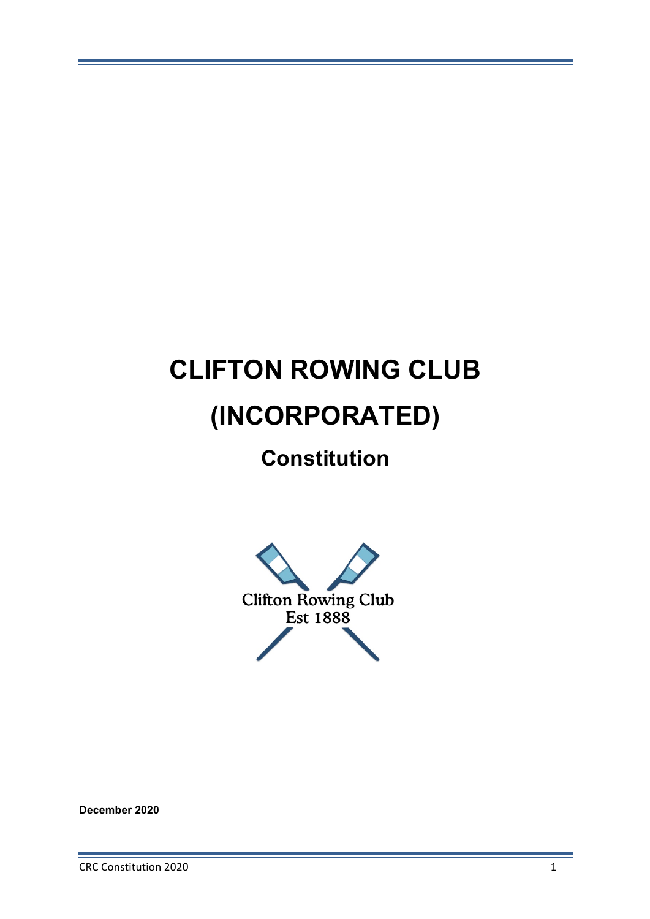# CLIFTON ROWING CLUB (INCORPORATED)

## Constitution

Clifton Rowing Club
Est 1888

**December 2020**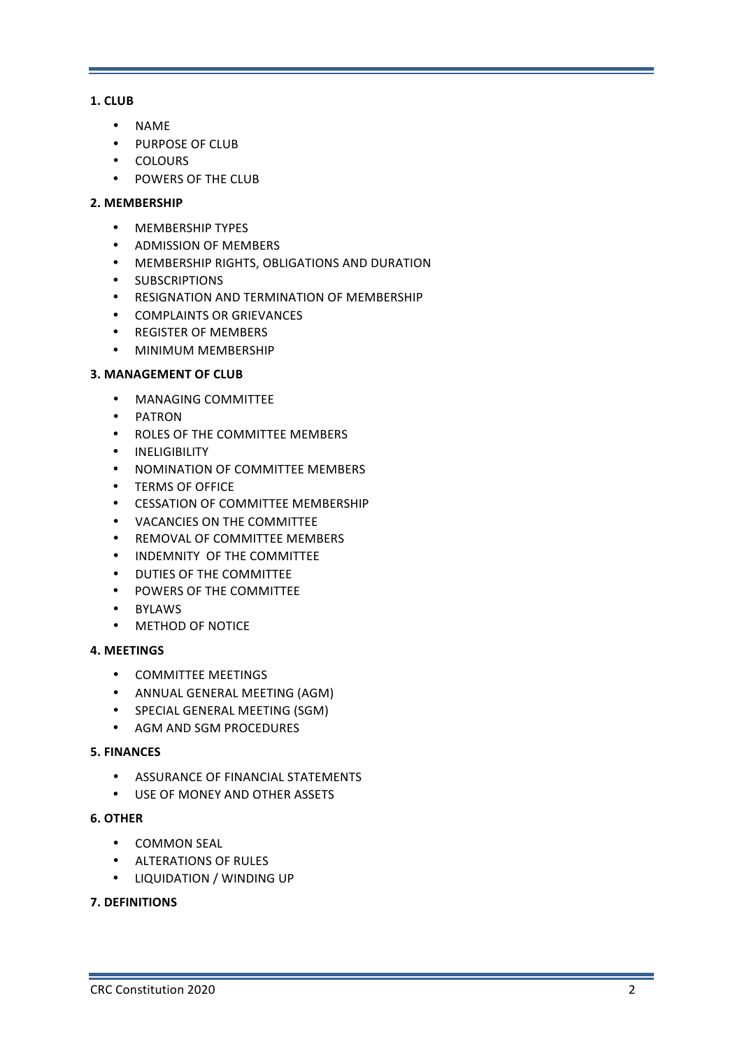**1. CLUB**

- NAME
- PURPOSE OF CLUB
- COLOURS
- POWERS OF THE CLUB

**2. MEMBERSHIP**

- MEMBERSHIP TYPES
- ADMISSION OF MEMBERS
- MEMBERSHIP RIGHTS, OBLIGATIONS AND DURATION
- SUBSCRIPTIONS
- RESIGNATION AND TERMINATION OF MEMBERSHIP
- COMPLAINTS OR GRIEVANCES
- REGISTER OF MEMBERS
- MINIMUM MEMBERSHIP

**3. MANAGEMENT OF CLUB**

- MANAGING COMMITTEE
- PATRON
- ROLES OF THE COMMITTEE MEMBERS
- INELIGIBILITY
- NOMINATION OF COMMITTEE MEMBERS
- TERMS OF OFFICE
- CESSATION OF COMMITTEE MEMBERSHIP
- VACANCIES ON THE COMMITTEE
- REMOVAL OF COMMITTEE MEMBERS
- INDEMNITY OF THE COMMITTEE
- DUTIES OF THE COMMITTEE
- POWERS OF THE COMMITTEE
- BYLAWS
- METHOD OF NOTICE

**4. MEETINGS**

- COMMITTEE MEETINGS
- ANNUAL GENERAL MEETING (AGM)
- SPECIAL GENERAL MEETING (SGM)
- AGM AND SGM PROCEDURES

**5. FINANCES**

- ASSURANCE OF FINANCIAL STATEMENTS
- USE OF MONEY AND OTHER ASSETS

**6. OTHER**

- COMMON SEAL
- ALTERATIONS OF RULES
- LIQUIDATION / WINDING UP

**7. DEFINITIONS**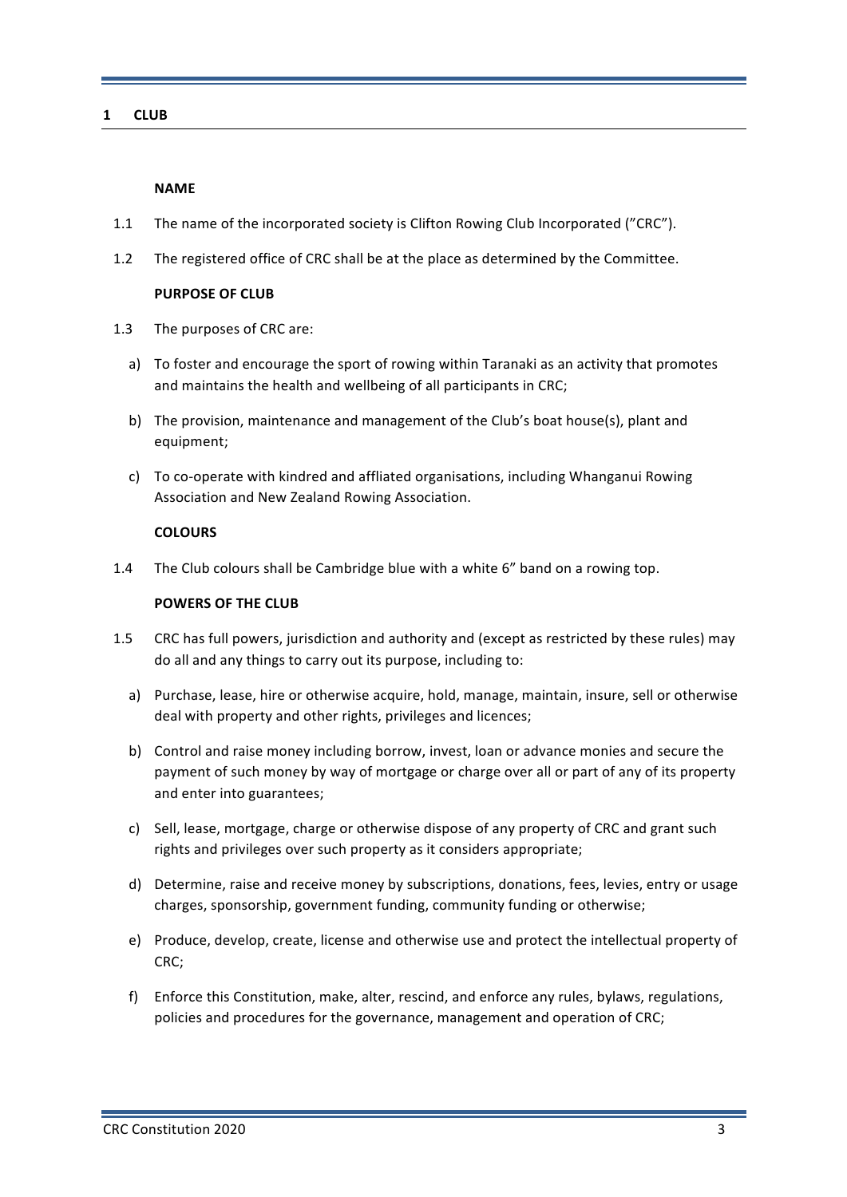# 1 CLUB

### NAME

1.1 The name of the incorporated society is Clifton Rowing Club Incorporated ("CRC").

1.2 The registered office of CRC shall be at the place as determined by the Committee.

### PURPOSE OF CLUB

1.3 The purposes of CRC are:

a) To foster and encourage the sport of rowing within Taranaki as an activity that promotes and maintains the health and wellbeing of all participants in CRC;

b) The provision, maintenance and management of the Club's boat house(s), plant and equipment;

c) To co-operate with kindred and affliated organisations, including Whanganui Rowing Association and New Zealand Rowing Association.

### COLOURS

1.4 The Club colours shall be Cambridge blue with a white 6" band on a rowing top.

### POWERS OF THE CLUB

1.5 CRC has full powers, jurisdiction and authority and (except as restricted by these rules) may do all and any things to carry out its purpose, including to:

a) Purchase, lease, hire or otherwise acquire, hold, manage, maintain, insure, sell or otherwise deal with property and other rights, privileges and licences;

b) Control and raise money including borrow, invest, loan or advance monies and secure the payment of such money by way of mortgage or charge over all or part of any of its property and enter into guarantees;

c) Sell, lease, mortgage, charge or otherwise dispose of any property of CRC and grant such rights and privileges over such property as it considers appropriate;

d) Determine, raise and receive money by subscriptions, donations, fees, levies, entry or usage charges, sponsorship, government funding, community funding or otherwise;

e) Produce, develop, create, license and otherwise use and protect the intellectual property of CRC;

f) Enforce this Constitution, make, alter, rescind, and enforce any rules, bylaws, regulations, policies and procedures for the governance, management and operation of CRC;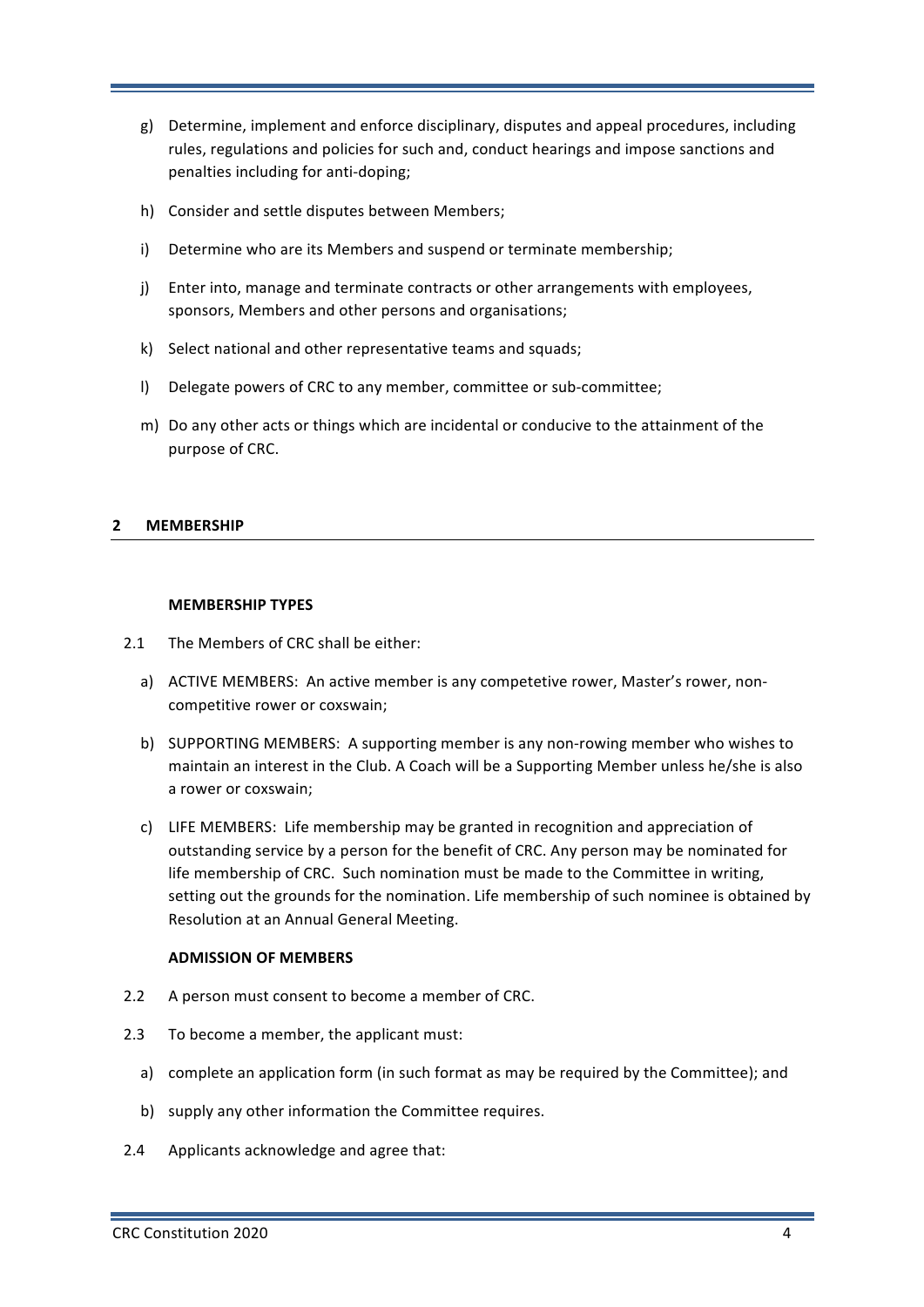g) Determine, implement and enforce disciplinary, disputes and appeal procedures, including rules, regulations and policies for such and, conduct hearings and impose sanctions and penalties including for anti-doping;

h) Consider and settle disputes between Members;

i) Determine who are its Members and suspend or terminate membership;

j) Enter into, manage and terminate contracts or other arrangements with employees, sponsors, Members and other persons and organisations;

k) Select national and other representative teams and squads;

l) Delegate powers of CRC to any member, committee or sub-committee;

m) Do any other acts or things which are incidental or conducive to the attainment of the purpose of CRC.

## 2 MEMBERSHIP

### MEMBERSHIP TYPES

2.1 The Members of CRC shall be either:

a) ACTIVE MEMBERS: An active member is any competetive rower, Master's rower, non-competitive rower or coxswain;

b) SUPPORTING MEMBERS: A supporting member is any non-rowing member who wishes to maintain an interest in the Club. A Coach will be a Supporting Member unless he/she is also a rower or coxswain;

c) LIFE MEMBERS: Life membership may be granted in recognition and appreciation of outstanding service by a person for the benefit of CRC. Any person may be nominated for life membership of CRC. Such nomination must be made to the Committee in writing, setting out the grounds for the nomination. Life membership of such nominee is obtained by Resolution at an Annual General Meeting.

### ADMISSION OF MEMBERS

2.2 A person must consent to become a member of CRC.

2.3 To become a member, the applicant must:

a) complete an application form (in such format as may be required by the Committee); and

b) supply any other information the Committee requires.

2.4 Applicants acknowledge and agree that: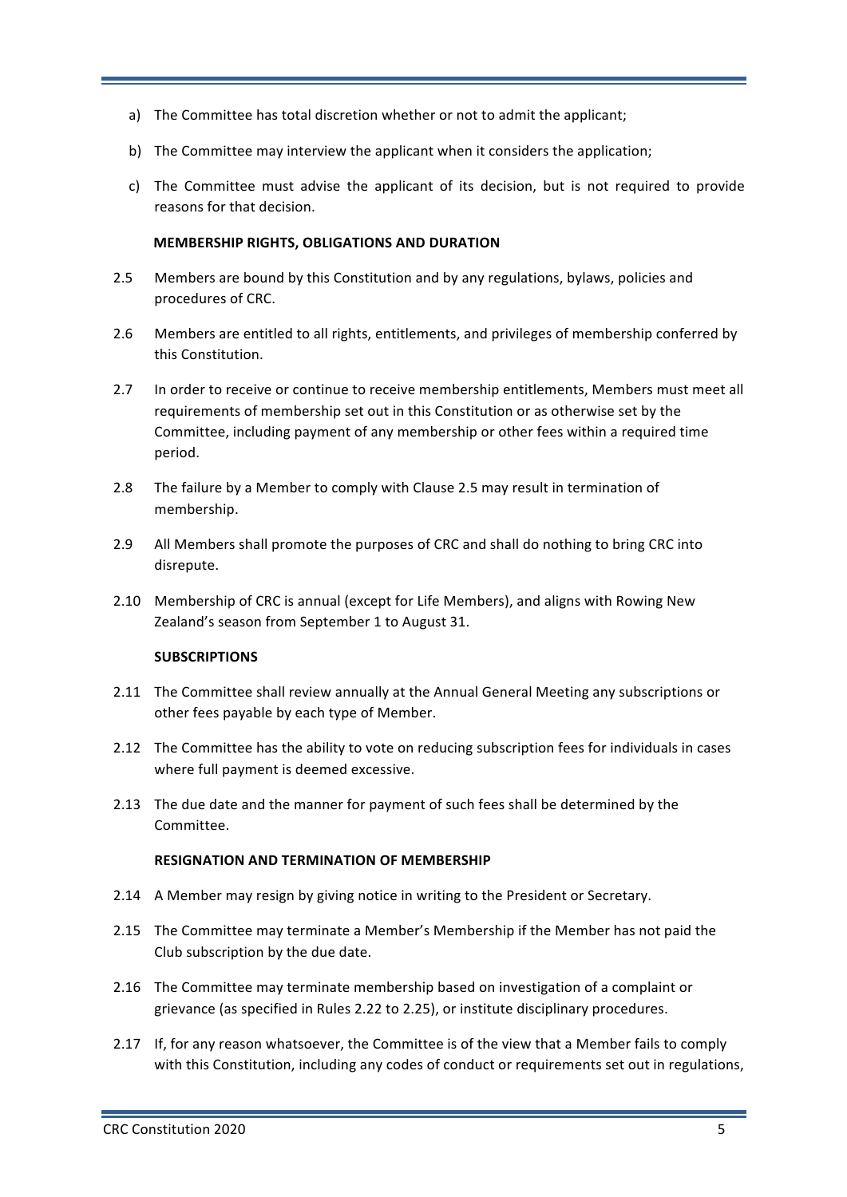a) The Committee has total discretion whether or not to admit the applicant;

b) The Committee may interview the applicant when it considers the application;

c) The Committee must advise the applicant of its decision, but is not required to provide reasons for that decision.

**MEMBERSHIP RIGHTS, OBLIGATIONS AND DURATION**

2.5 Members are bound by this Constitution and by any regulations, bylaws, policies and procedures of CRC.

2.6 Members are entitled to all rights, entitlements, and privileges of membership conferred by this Constitution.

2.7 In order to receive or continue to receive membership entitlements, Members must meet all requirements of membership set out in this Constitution or as otherwise set by the Committee, including payment of any membership or other fees within a required time period.

2.8 The failure by a Member to comply with Clause 2.5 may result in termination of membership.

2.9 All Members shall promote the purposes of CRC and shall do nothing to bring CRC into disrepute.

2.10 Membership of CRC is annual (except for Life Members), and aligns with Rowing New Zealand's season from September 1 to August 31.

**SUBSCRIPTIONS**

2.11 The Committee shall review annually at the Annual General Meeting any subscriptions or other fees payable by each type of Member.

2.12 The Committee has the ability to vote on reducing subscription fees for individuals in cases where full payment is deemed excessive.

2.13 The due date and the manner for payment of such fees shall be determined by the Committee.

**RESIGNATION AND TERMINATION OF MEMBERSHIP**

2.14 A Member may resign by giving notice in writing to the President or Secretary.

2.15 The Committee may terminate a Member's Membership if the Member has not paid the Club subscription by the due date.

2.16 The Committee may terminate membership based on investigation of a complaint or grievance (as specified in Rules 2.22 to 2.25), or institute disciplinary procedures.

2.17 If, for any reason whatsoever, the Committee is of the view that a Member fails to comply with this Constitution, including any codes of conduct or requirements set out in regulations,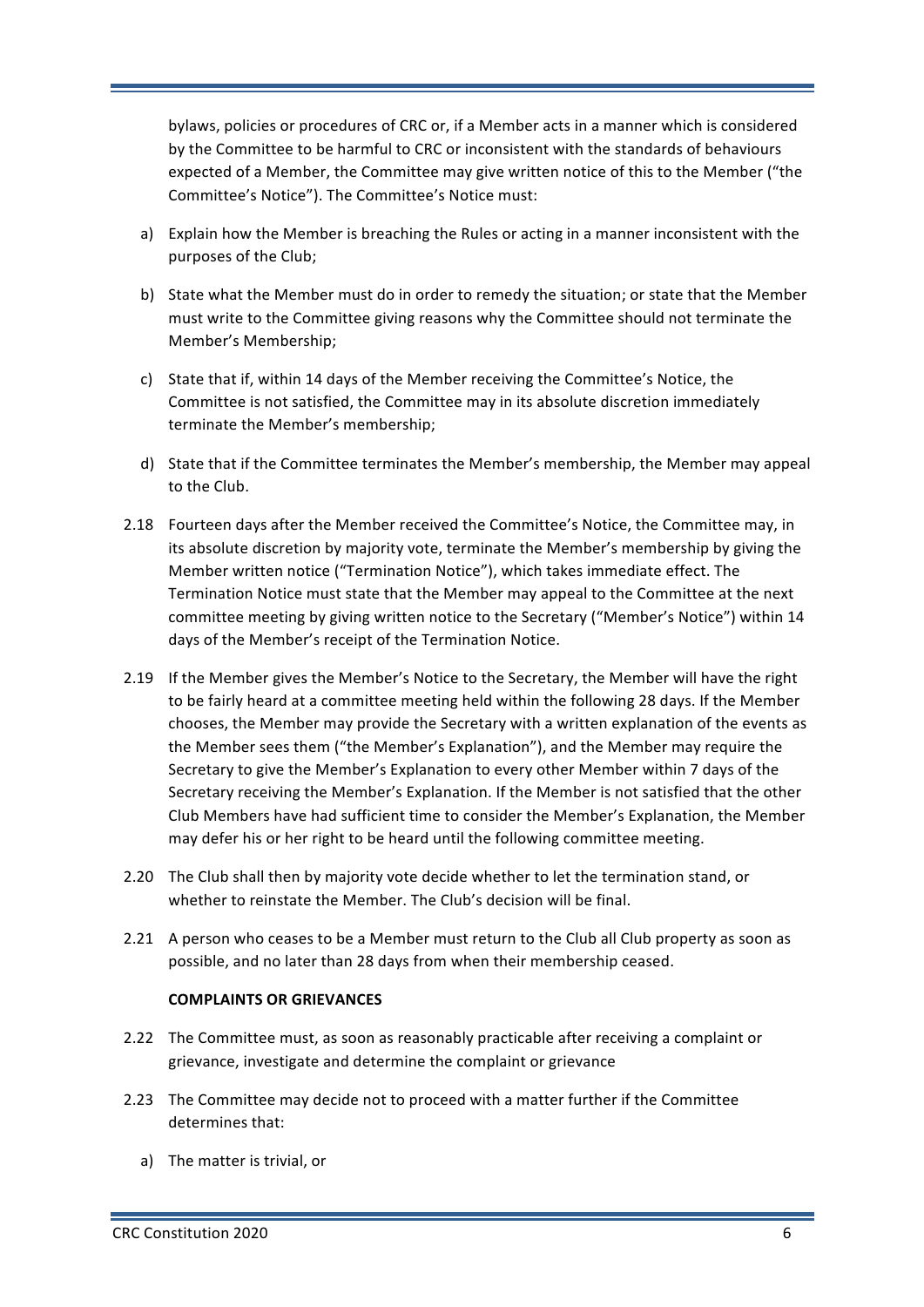bylaws, policies or procedures of CRC or, if a Member acts in a manner which is considered by the Committee to be harmful to CRC or inconsistent with the standards of behaviours expected of a Member, the Committee may give written notice of this to the Member ("the Committee's Notice"). The Committee's Notice must:

a) Explain how the Member is breaching the Rules or acting in a manner inconsistent with the purposes of the Club;

b) State what the Member must do in order to remedy the situation; or state that the Member must write to the Committee giving reasons why the Committee should not terminate the Member's Membership;

c) State that if, within 14 days of the Member receiving the Committee's Notice, the Committee is not satisfied, the Committee may in its absolute discretion immediately terminate the Member's membership;

d) State that if the Committee terminates the Member's membership, the Member may appeal to the Club.

2.18 Fourteen days after the Member received the Committee's Notice, the Committee may, in its absolute discretion by majority vote, terminate the Member's membership by giving the Member written notice ("Termination Notice"), which takes immediate effect. The Termination Notice must state that the Member may appeal to the Committee at the next committee meeting by giving written notice to the Secretary ("Member's Notice") within 14 days of the Member's receipt of the Termination Notice.

2.19 If the Member gives the Member's Notice to the Secretary, the Member will have the right to be fairly heard at a committee meeting held within the following 28 days. If the Member chooses, the Member may provide the Secretary with a written explanation of the events as the Member sees them ("the Member's Explanation"), and the Member may require the Secretary to give the Member's Explanation to every other Member within 7 days of the Secretary receiving the Member's Explanation. If the Member is not satisfied that the other Club Members have had sufficient time to consider the Member's Explanation, the Member may defer his or her right to be heard until the following committee meeting.

2.20 The Club shall then by majority vote decide whether to let the termination stand, or whether to reinstate the Member. The Club's decision will be final.

2.21 A person who ceases to be a Member must return to the Club all Club property as soon as possible, and no later than 28 days from when their membership ceased.

**COMPLAINTS OR GRIEVANCES**

2.22 The Committee must, as soon as reasonably practicable after receiving a complaint or grievance, investigate and determine the complaint or grievance

2.23 The Committee may decide not to proceed with a matter further if the Committee determines that:

a) The matter is trivial, or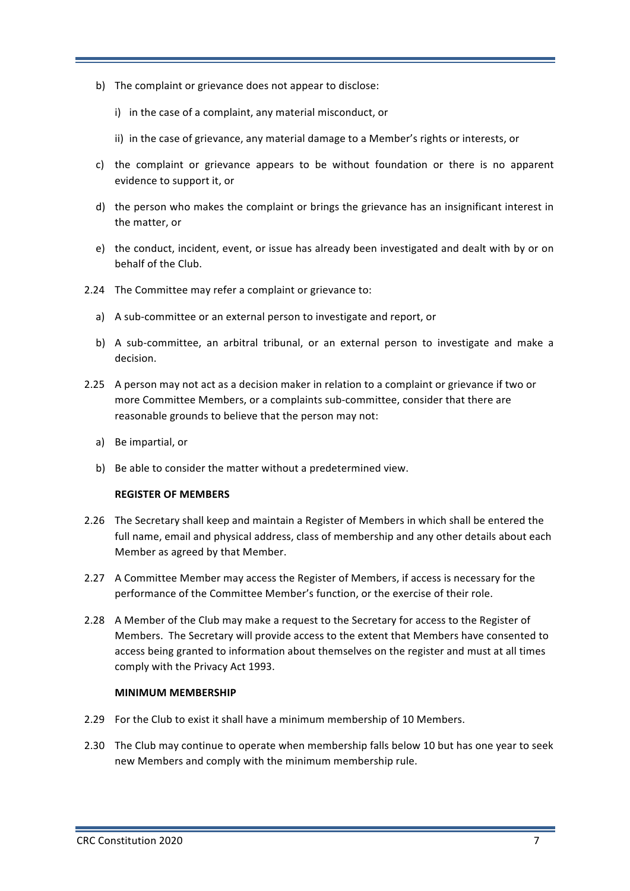b) The complaint or grievance does not appear to disclose:

   i) in the case of a complaint, any material misconduct, or

   ii) in the case of grievance, any material damage to a Member's rights or interests, or

c) the complaint or grievance appears to be without foundation or there is no apparent evidence to support it, or

d) the person who makes the complaint or brings the grievance has an insignificant interest in the matter, or

e) the conduct, incident, event, or issue has already been investigated and dealt with by or on behalf of the Club.

2.24 The Committee may refer a complaint or grievance to:

a) A sub-committee or an external person to investigate and report, or

b) A sub-committee, an arbitral tribunal, or an external person to investigate and make a decision.

2.25 A person may not act as a decision maker in relation to a complaint or grievance if two or more Committee Members, or a complaints sub-committee, consider that there are reasonable grounds to believe that the person may not:

a) Be impartial, or

b) Be able to consider the matter without a predetermined view.

**REGISTER OF MEMBERS**

2.26 The Secretary shall keep and maintain a Register of Members in which shall be entered the full name, email and physical address, class of membership and any other details about each Member as agreed by that Member.

2.27 A Committee Member may access the Register of Members, if access is necessary for the performance of the Committee Member's function, or the exercise of their role.

2.28 A Member of the Club may make a request to the Secretary for access to the Register of Members. The Secretary will provide access to the extent that Members have consented to access being granted to information about themselves on the register and must at all times comply with the Privacy Act 1993.

**MINIMUM MEMBERSHIP**

2.29 For the Club to exist it shall have a minimum membership of 10 Members.

2.30 The Club may continue to operate when membership falls below 10 but has one year to seek new Members and comply with the minimum membership rule.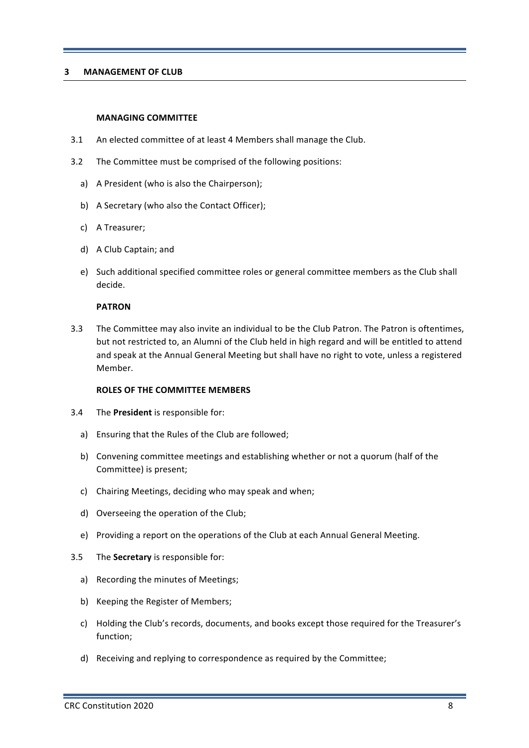## 3 MANAGEMENT OF CLUB

### MANAGING COMMITTEE

3.1 An elected committee of at least 4 Members shall manage the Club.

3.2 The Committee must be comprised of the following positions:

a) A President (who is also the Chairperson);

b) A Secretary (who also the Contact Officer);

c) A Treasurer;

d) A Club Captain; and

e) Such additional specified committee roles or general committee members as the Club shall decide.

### PATRON

3.3 The Committee may also invite an individual to be the Club Patron. The Patron is oftentimes, but not restricted to, an Alumni of the Club held in high regard and will be entitled to attend and speak at the Annual General Meeting but shall have no right to vote, unless a registered Member.

### ROLES OF THE COMMITTEE MEMBERS

3.4 The **President** is responsible for:

a) Ensuring that the Rules of the Club are followed;

b) Convening committee meetings and establishing whether or not a quorum (half of the Committee) is present;

c) Chairing Meetings, deciding who may speak and when;

d) Overseeing the operation of the Club;

e) Providing a report on the operations of the Club at each Annual General Meeting.

3.5 The **Secretary** is responsible for:

a) Recording the minutes of Meetings;

b) Keeping the Register of Members;

c) Holding the Club's records, documents, and books except those required for the Treasurer's function;

d) Receiving and replying to correspondence as required by the Committee;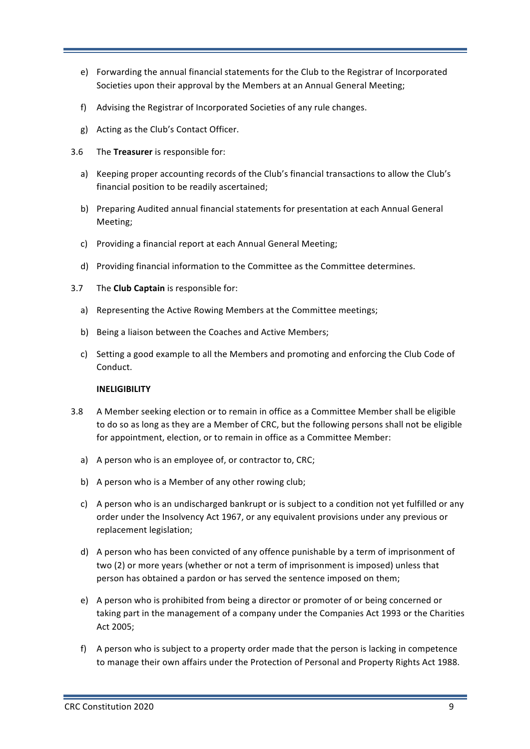e) Forwarding the annual financial statements for the Club to the Registrar of Incorporated Societies upon their approval by the Members at an Annual General Meeting;

f) Advising the Registrar of Incorporated Societies of any rule changes.

g) Acting as the Club's Contact Officer.

3.6 The **Treasurer** is responsible for:

a) Keeping proper accounting records of the Club's financial transactions to allow the Club's financial position to be readily ascertained;

b) Preparing Audited annual financial statements for presentation at each Annual General Meeting;

c) Providing a financial report at each Annual General Meeting;

d) Providing financial information to the Committee as the Committee determines.

3.7 The **Club Captain** is responsible for:

a) Representing the Active Rowing Members at the Committee meetings;

b) Being a liaison between the Coaches and Active Members;

c) Setting a good example to all the Members and promoting and enforcing the Club Code of Conduct.

**INELIGIBILITY**

3.8 A Member seeking election or to remain in office as a Committee Member shall be eligible to do so as long as they are a Member of CRC, but the following persons shall not be eligible for appointment, election, or to remain in office as a Committee Member:

a) A person who is an employee of, or contractor to, CRC;

b) A person who is a Member of any other rowing club;

c) A person who is an undischarged bankrupt or is subject to a condition not yet fulfilled or any order under the Insolvency Act 1967, or any equivalent provisions under any previous or replacement legislation;

d) A person who has been convicted of any offence punishable by a term of imprisonment of two (2) or more years (whether or not a term of imprisonment is imposed) unless that person has obtained a pardon or has served the sentence imposed on them;

e) A person who is prohibited from being a director or promoter of or being concerned or taking part in the management of a company under the Companies Act 1993 or the Charities Act 2005;

f) A person who is subject to a property order made that the person is lacking in competence to manage their own affairs under the Protection of Personal and Property Rights Act 1988.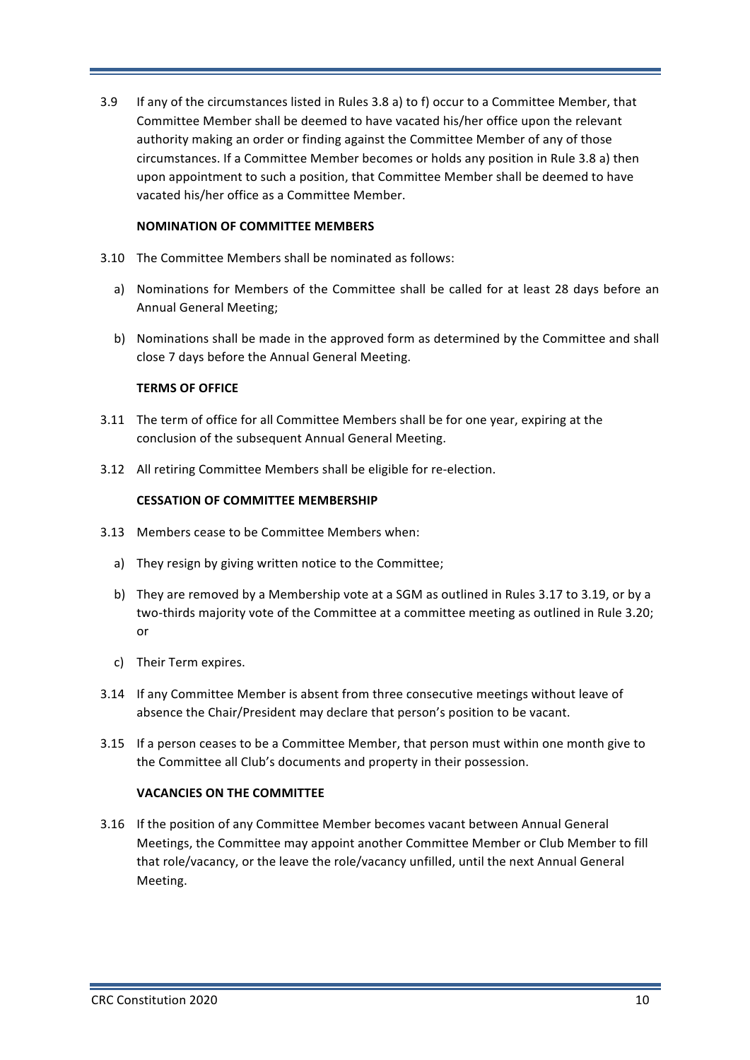3.9 If any of the circumstances listed in Rules 3.8 a) to f) occur to a Committee Member, that Committee Member shall be deemed to have vacated his/her office upon the relevant authority making an order or finding against the Committee Member of any of those circumstances. If a Committee Member becomes or holds any position in Rule 3.8 a) then upon appointment to such a position, that Committee Member shall be deemed to have vacated his/her office as a Committee Member.

**NOMINATION OF COMMITTEE MEMBERS**

3.10 The Committee Members shall be nominated as follows:

a) Nominations for Members of the Committee shall be called for at least 28 days before an Annual General Meeting;

b) Nominations shall be made in the approved form as determined by the Committee and shall close 7 days before the Annual General Meeting.

**TERMS OF OFFICE**

3.11 The term of office for all Committee Members shall be for one year, expiring at the conclusion of the subsequent Annual General Meeting.

3.12 All retiring Committee Members shall be eligible for re-election.

**CESSATION OF COMMITTEE MEMBERSHIP**

3.13 Members cease to be Committee Members when:

a) They resign by giving written notice to the Committee;

b) They are removed by a Membership vote at a SGM as outlined in Rules 3.17 to 3.19, or by a two-thirds majority vote of the Committee at a committee meeting as outlined in Rule 3.20; or

c) Their Term expires.

3.14 If any Committee Member is absent from three consecutive meetings without leave of absence the Chair/President may declare that person's position to be vacant.

3.15 If a person ceases to be a Committee Member, that person must within one month give to the Committee all Club's documents and property in their possession.

**VACANCIES ON THE COMMITTEE**

3.16 If the position of any Committee Member becomes vacant between Annual General Meetings, the Committee may appoint another Committee Member or Club Member to fill that role/vacancy, or the leave the role/vacancy unfilled, until the next Annual General Meeting.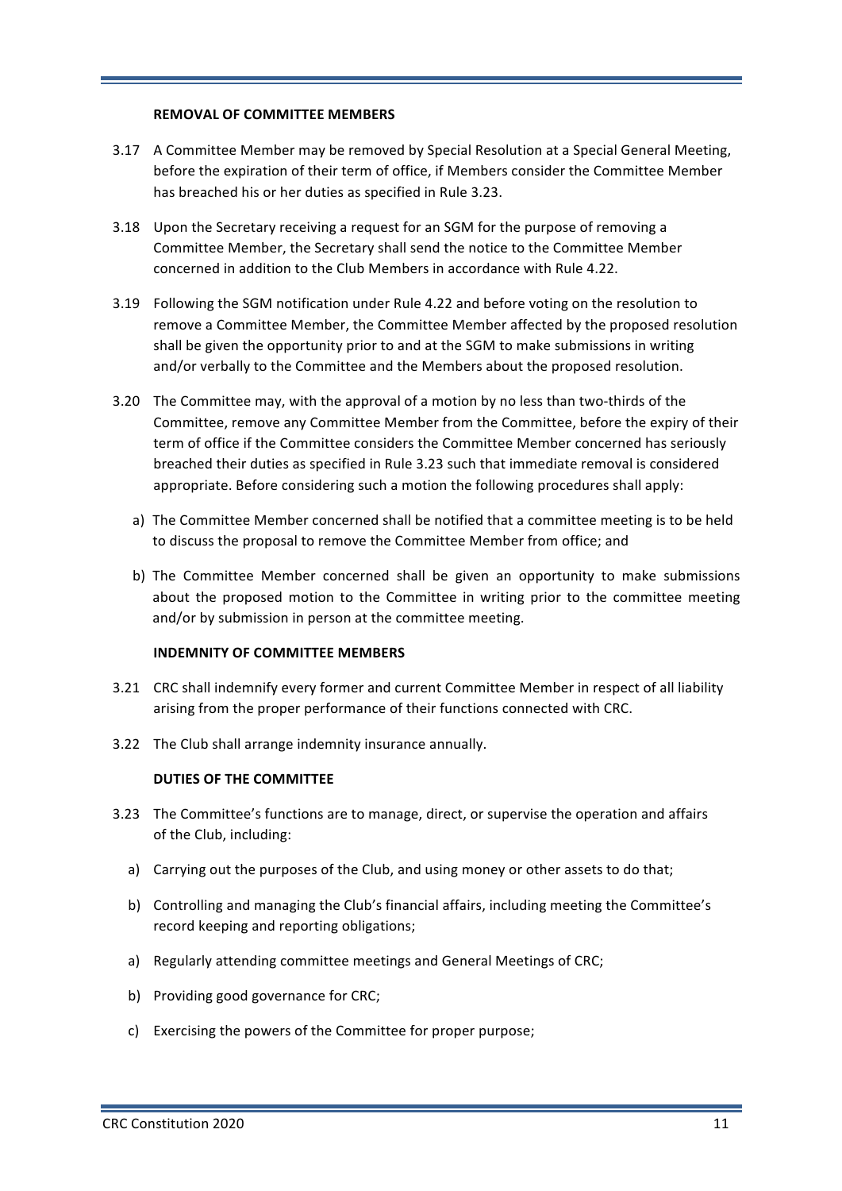**REMOVAL OF COMMITTEE MEMBERS**

3.17 A Committee Member may be removed by Special Resolution at a Special General Meeting, before the expiration of their term of office, if Members consider the Committee Member has breached his or her duties as specified in Rule 3.23.

3.18 Upon the Secretary receiving a request for an SGM for the purpose of removing a Committee Member, the Secretary shall send the notice to the Committee Member concerned in addition to the Club Members in accordance with Rule 4.22.

3.19 Following the SGM notification under Rule 4.22 and before voting on the resolution to remove a Committee Member, the Committee Member affected by the proposed resolution shall be given the opportunity prior to and at the SGM to make submissions in writing and/or verbally to the Committee and the Members about the proposed resolution.

3.20 The Committee may, with the approval of a motion by no less than two-thirds of the Committee, remove any Committee Member from the Committee, before the expiry of their term of office if the Committee considers the Committee Member concerned has seriously breached their duties as specified in Rule 3.23 such that immediate removal is considered appropriate. Before considering such a motion the following procedures shall apply:

a) The Committee Member concerned shall be notified that a committee meeting is to be held to discuss the proposal to remove the Committee Member from office; and

b) The Committee Member concerned shall be given an opportunity to make submissions about the proposed motion to the Committee in writing prior to the committee meeting and/or by submission in person at the committee meeting.

**INDEMNITY OF COMMITTEE MEMBERS**

3.21 CRC shall indemnify every former and current Committee Member in respect of all liability arising from the proper performance of their functions connected with CRC.

3.22 The Club shall arrange indemnity insurance annually.

**DUTIES OF THE COMMITTEE**

3.23 The Committee's functions are to manage, direct, or supervise the operation and affairs of the Club, including:

a) Carrying out the purposes of the Club, and using money or other assets to do that;

b) Controlling and managing the Club's financial affairs, including meeting the Committee's record keeping and reporting obligations;

a) Regularly attending committee meetings and General Meetings of CRC;

b) Providing good governance for CRC;

c) Exercising the powers of the Committee for proper purpose;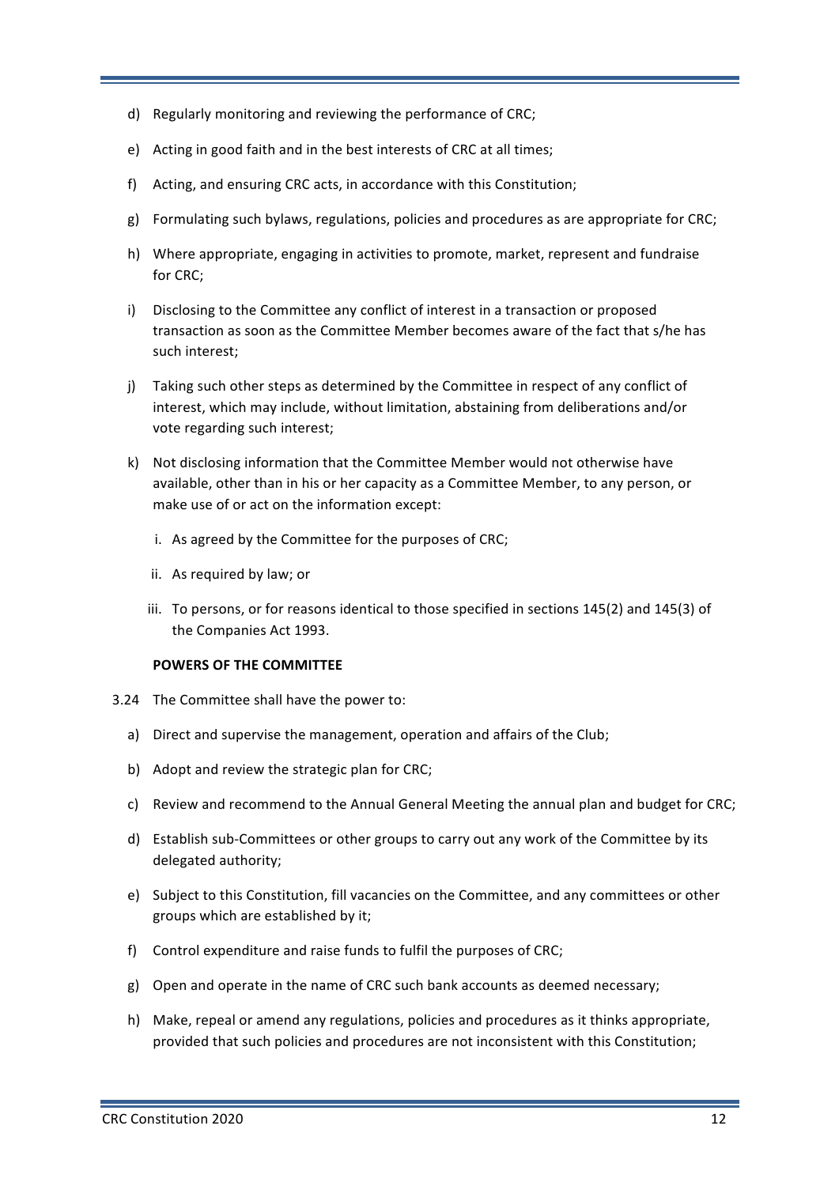d) Regularly monitoring and reviewing the performance of CRC;

e) Acting in good faith and in the best interests of CRC at all times;

f) Acting, and ensuring CRC acts, in accordance with this Constitution;

g) Formulating such bylaws, regulations, policies and procedures as are appropriate for CRC;

h) Where appropriate, engaging in activities to promote, market, represent and fundraise for CRC;

i) Disclosing to the Committee any conflict of interest in a transaction or proposed transaction as soon as the Committee Member becomes aware of the fact that s/he has such interest;

j) Taking such other steps as determined by the Committee in respect of any conflict of interest, which may include, without limitation, abstaining from deliberations and/or vote regarding such interest;

k) Not disclosing information that the Committee Member would not otherwise have available, other than in his or her capacity as a Committee Member, to any person, or make use of or act on the information except:

   i. As agreed by the Committee for the purposes of CRC;

   ii. As required by law; or

   iii. To persons, or for reasons identical to those specified in sections 145(2) and 145(3) of the Companies Act 1993.

**POWERS OF THE COMMITTEE**

3.24 The Committee shall have the power to:

a) Direct and supervise the management, operation and affairs of the Club;

b) Adopt and review the strategic plan for CRC;

c) Review and recommend to the Annual General Meeting the annual plan and budget for CRC;

d) Establish sub-Committees or other groups to carry out any work of the Committee by its delegated authority;

e) Subject to this Constitution, fill vacancies on the Committee, and any committees or other groups which are established by it;

f) Control expenditure and raise funds to fulfil the purposes of CRC;

g) Open and operate in the name of CRC such bank accounts as deemed necessary;

h) Make, repeal or amend any regulations, policies and procedures as it thinks appropriate, provided that such policies and procedures are not inconsistent with this Constitution;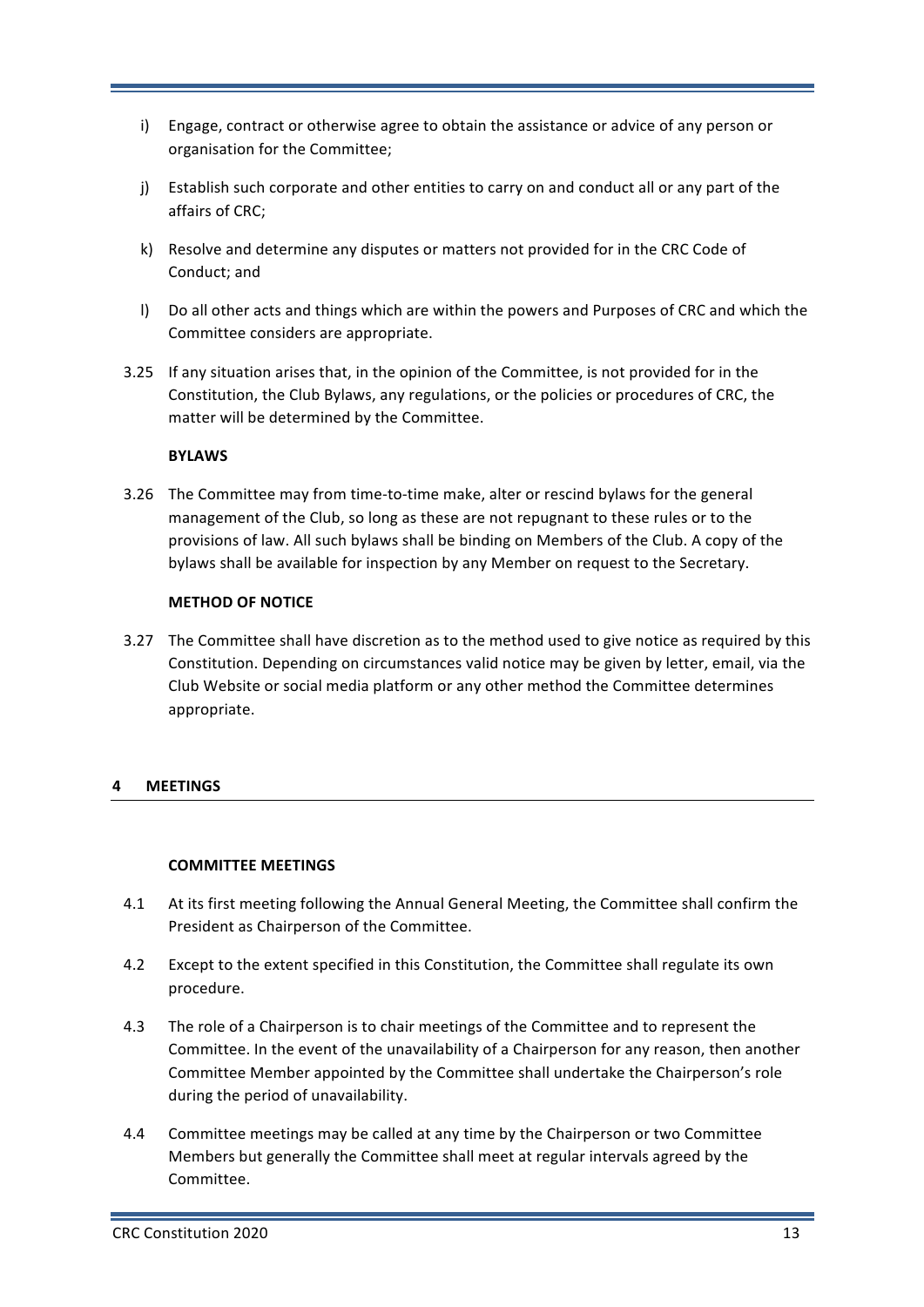i) Engage, contract or otherwise agree to obtain the assistance or advice of any person or organisation for the Committee;

j) Establish such corporate and other entities to carry on and conduct all or any part of the affairs of CRC;

k) Resolve and determine any disputes or matters not provided for in the CRC Code of Conduct; and

l) Do all other acts and things which are within the powers and Purposes of CRC and which the Committee considers are appropriate.

3.25 If any situation arises that, in the opinion of the Committee, is not provided for in the Constitution, the Club Bylaws, any regulations, or the policies or procedures of CRC, the matter will be determined by the Committee.

**BYLAWS**

3.26 The Committee may from time-to-time make, alter or rescind bylaws for the general management of the Club, so long as these are not repugnant to these rules or to the provisions of law. All such bylaws shall be binding on Members of the Club. A copy of the bylaws shall be available for inspection by any Member on request to the Secretary.

**METHOD OF NOTICE**

3.27 The Committee shall have discretion as to the method used to give notice as required by this Constitution. Depending on circumstances valid notice may be given by letter, email, via the Club Website or social media platform or any other method the Committee determines appropriate.

## 4 MEETINGS

**COMMITTEE MEETINGS**

4.1 At its first meeting following the Annual General Meeting, the Committee shall confirm the President as Chairperson of the Committee.

4.2 Except to the extent specified in this Constitution, the Committee shall regulate its own procedure.

4.3 The role of a Chairperson is to chair meetings of the Committee and to represent the Committee. In the event of the unavailability of a Chairperson for any reason, then another Committee Member appointed by the Committee shall undertake the Chairperson's role during the period of unavailability.

4.4 Committee meetings may be called at any time by the Chairperson or two Committee Members but generally the Committee shall meet at regular intervals agreed by the Committee.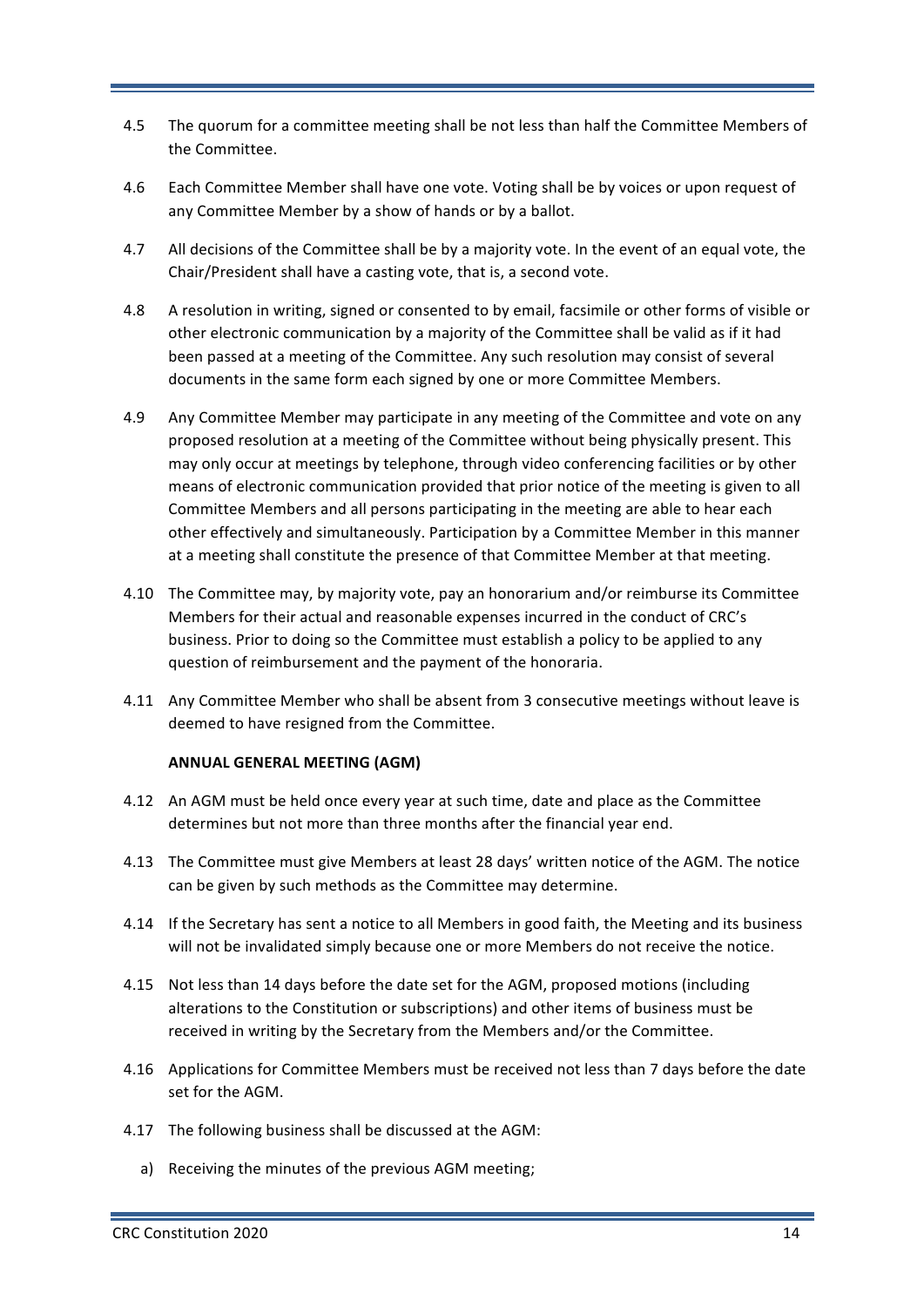4.5 The quorum for a committee meeting shall be not less than half the Committee Members of the Committee.

4.6 Each Committee Member shall have one vote. Voting shall be by voices or upon request of any Committee Member by a show of hands or by a ballot.

4.7 All decisions of the Committee shall be by a majority vote. In the event of an equal vote, the Chair/President shall have a casting vote, that is, a second vote.

4.8 A resolution in writing, signed or consented to by email, facsimile or other forms of visible or other electronic communication by a majority of the Committee shall be valid as if it had been passed at a meeting of the Committee. Any such resolution may consist of several documents in the same form each signed by one or more Committee Members.

4.9 Any Committee Member may participate in any meeting of the Committee and vote on any proposed resolution at a meeting of the Committee without being physically present. This may only occur at meetings by telephone, through video conferencing facilities or by other means of electronic communication provided that prior notice of the meeting is given to all Committee Members and all persons participating in the meeting are able to hear each other effectively and simultaneously. Participation by a Committee Member in this manner at a meeting shall constitute the presence of that Committee Member at that meeting.

4.10 The Committee may, by majority vote, pay an honorarium and/or reimburse its Committee Members for their actual and reasonable expenses incurred in the conduct of CRC's business. Prior to doing so the Committee must establish a policy to be applied to any question of reimbursement and the payment of the honoraria.

4.11 Any Committee Member who shall be absent from 3 consecutive meetings without leave is deemed to have resigned from the Committee.

**ANNUAL GENERAL MEETING (AGM)**

4.12 An AGM must be held once every year at such time, date and place as the Committee determines but not more than three months after the financial year end.

4.13 The Committee must give Members at least 28 days' written notice of the AGM. The notice can be given by such methods as the Committee may determine.

4.14 If the Secretary has sent a notice to all Members in good faith, the Meeting and its business will not be invalidated simply because one or more Members do not receive the notice.

4.15 Not less than 14 days before the date set for the AGM, proposed motions (including alterations to the Constitution or subscriptions) and other items of business must be received in writing by the Secretary from the Members and/or the Committee.

4.16 Applications for Committee Members must be received not less than 7 days before the date set for the AGM.

4.17 The following business shall be discussed at the AGM:

a) Receiving the minutes of the previous AGM meeting;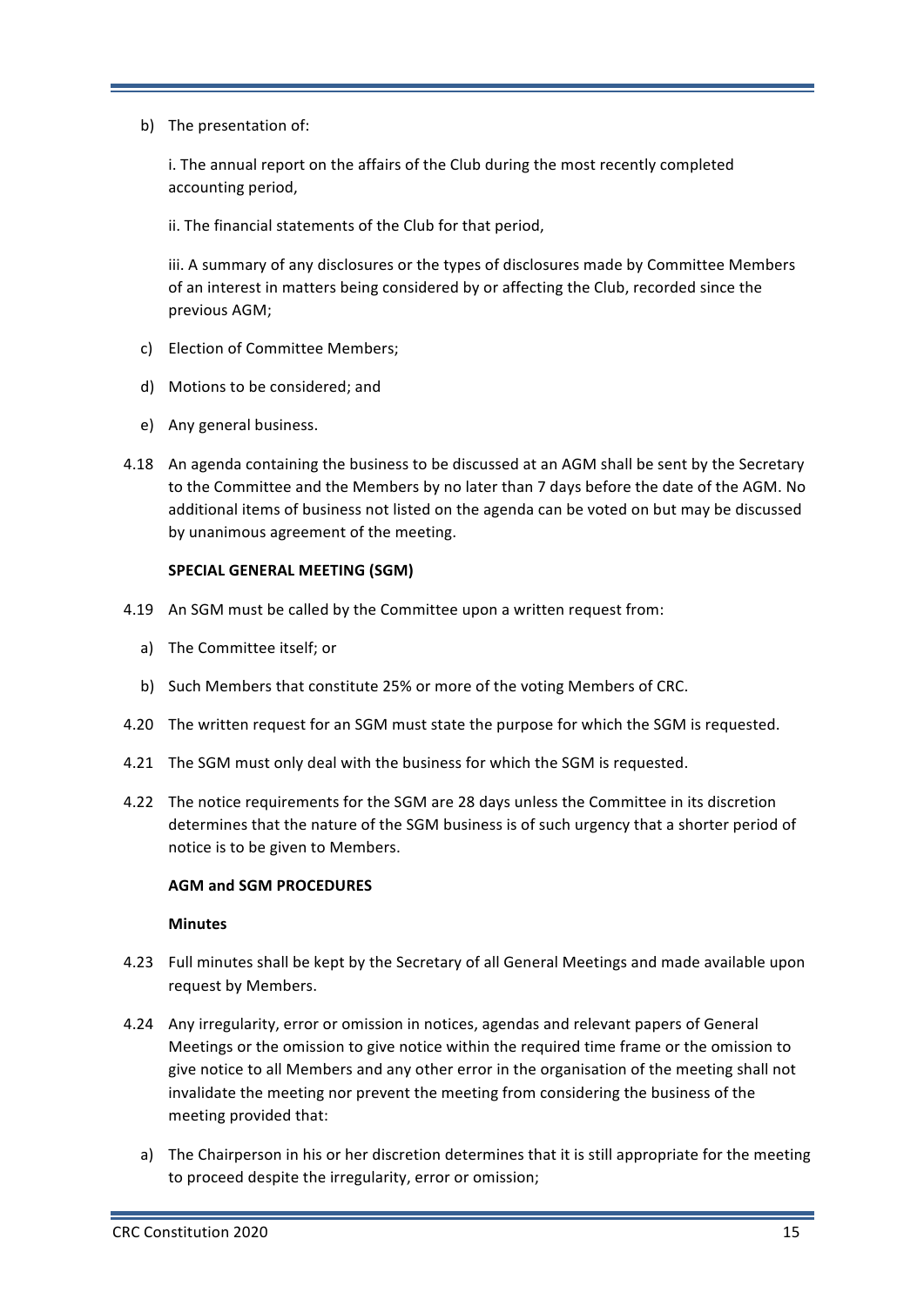b) The presentation of:

   i. The annual report on the affairs of the Club during the most recently completed accounting period,

   ii. The financial statements of the Club for that period,

   iii. A summary of any disclosures or the types of disclosures made by Committee Members of an interest in matters being considered by or affecting the Club, recorded since the previous AGM;

c) Election of Committee Members;

d) Motions to be considered; and

e) Any general business.

4.18 An agenda containing the business to be discussed at an AGM shall be sent by the Secretary to the Committee and the Members by no later than 7 days before the date of the AGM. No additional items of business not listed on the agenda can be voted on but may be discussed by unanimous agreement of the meeting.

**SPECIAL GENERAL MEETING (SGM)**

4.19 An SGM must be called by the Committee upon a written request from:

a) The Committee itself; or

b) Such Members that constitute 25% or more of the voting Members of CRC.

4.20 The written request for an SGM must state the purpose for which the SGM is requested.

4.21 The SGM must only deal with the business for which the SGM is requested.

4.22 The notice requirements for the SGM are 28 days unless the Committee in its discretion determines that the nature of the SGM business is of such urgency that a shorter period of notice is to be given to Members.

**AGM and SGM PROCEDURES**

**Minutes**

4.23 Full minutes shall be kept by the Secretary of all General Meetings and made available upon request by Members.

4.24 Any irregularity, error or omission in notices, agendas and relevant papers of General Meetings or the omission to give notice within the required time frame or the omission to give notice to all Members and any other error in the organisation of the meeting shall not invalidate the meeting nor prevent the meeting from considering the business of the meeting provided that:

a) The Chairperson in his or her discretion determines that it is still appropriate for the meeting to proceed despite the irregularity, error or omission;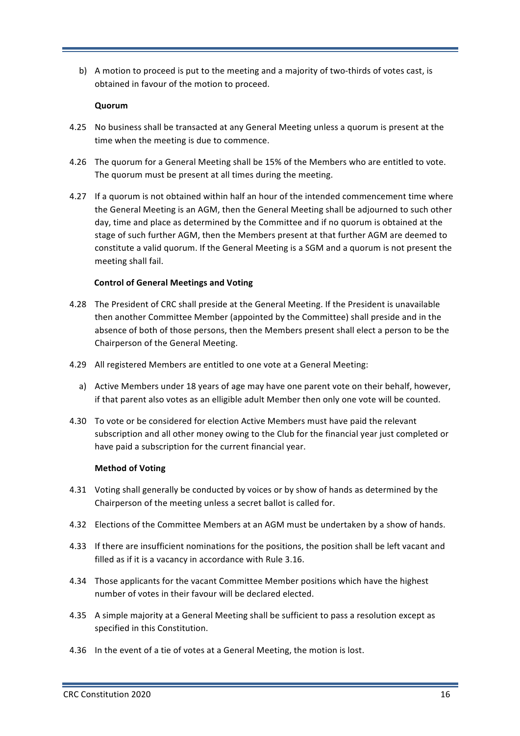b) A motion to proceed is put to the meeting and a majority of two-thirds of votes cast, is obtained in favour of the motion to proceed.

**Quorum**

4.25 No business shall be transacted at any General Meeting unless a quorum is present at the time when the meeting is due to commence.

4.26 The quorum for a General Meeting shall be 15% of the Members who are entitled to vote. The quorum must be present at all times during the meeting.

4.27 If a quorum is not obtained within half an hour of the intended commencement time where the General Meeting is an AGM, then the General Meeting shall be adjourned to such other day, time and place as determined by the Committee and if no quorum is obtained at the stage of such further AGM, then the Members present at that further AGM are deemed to constitute a valid quorum. If the General Meeting is a SGM and a quorum is not present the meeting shall fail.

**Control of General Meetings and Voting**

4.28 The President of CRC shall preside at the General Meeting. If the President is unavailable then another Committee Member (appointed by the Committee) shall preside and in the absence of both of those persons, then the Members present shall elect a person to be the Chairperson of the General Meeting.

4.29 All registered Members are entitled to one vote at a General Meeting:

a) Active Members under 18 years of age may have one parent vote on their behalf, however, if that parent also votes as an elligible adult Member then only one vote will be counted.

4.30 To vote or be considered for election Active Members must have paid the relevant subscription and all other money owing to the Club for the financial year just completed or have paid a subscription for the current financial year.

**Method of Voting**

4.31 Voting shall generally be conducted by voices or by show of hands as determined by the Chairperson of the meeting unless a secret ballot is called for.

4.32 Elections of the Committee Members at an AGM must be undertaken by a show of hands.

4.33 If there are insufficient nominations for the positions, the position shall be left vacant and filled as if it is a vacancy in accordance with Rule 3.16.

4.34 Those applicants for the vacant Committee Member positions which have the highest number of votes in their favour will be declared elected.

4.35 A simple majority at a General Meeting shall be sufficient to pass a resolution except as specified in this Constitution.

4.36 In the event of a tie of votes at a General Meeting, the motion is lost.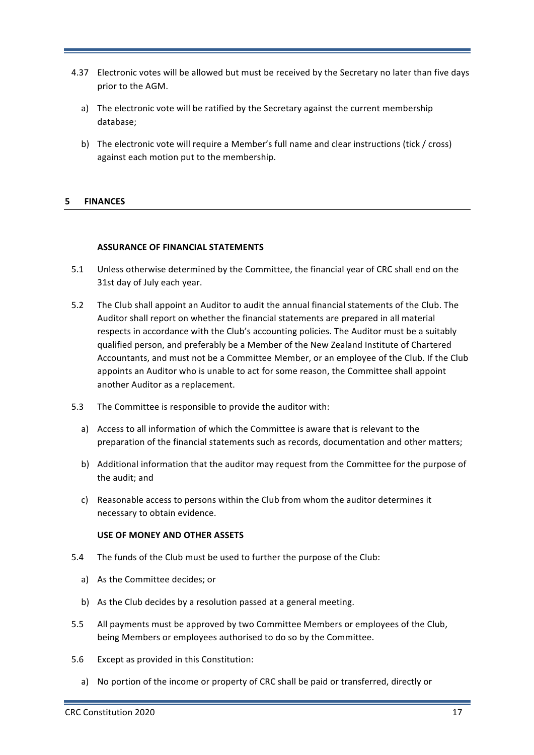4.37 Electronic votes will be allowed but must be received by the Secretary no later than five days prior to the AGM.

a) The electronic vote will be ratified by the Secretary against the current membership database;

b) The electronic vote will require a Member's full name and clear instructions (tick / cross) against each motion put to the membership.

## 5 FINANCES

### ASSURANCE OF FINANCIAL STATEMENTS

5.1 Unless otherwise determined by the Committee, the financial year of CRC shall end on the 31st day of July each year.

5.2 The Club shall appoint an Auditor to audit the annual financial statements of the Club. The Auditor shall report on whether the financial statements are prepared in all material respects in accordance with the Club's accounting policies. The Auditor must be a suitably qualified person, and preferably be a Member of the New Zealand Institute of Chartered Accountants, and must not be a Committee Member, or an employee of the Club. If the Club appoints an Auditor who is unable to act for some reason, the Committee shall appoint another Auditor as a replacement.

5.3 The Committee is responsible to provide the auditor with:

a) Access to all information of which the Committee is aware that is relevant to the preparation of the financial statements such as records, documentation and other matters;

b) Additional information that the auditor may request from the Committee for the purpose of the audit; and

c) Reasonable access to persons within the Club from whom the auditor determines it necessary to obtain evidence.

### USE OF MONEY AND OTHER ASSETS

5.4 The funds of the Club must be used to further the purpose of the Club:

a) As the Committee decides; or

b) As the Club decides by a resolution passed at a general meeting.

5.5 All payments must be approved by two Committee Members or employees of the Club, being Members or employees authorised to do so by the Committee.

5.6 Except as provided in this Constitution:

a) No portion of the income or property of CRC shall be paid or transferred, directly or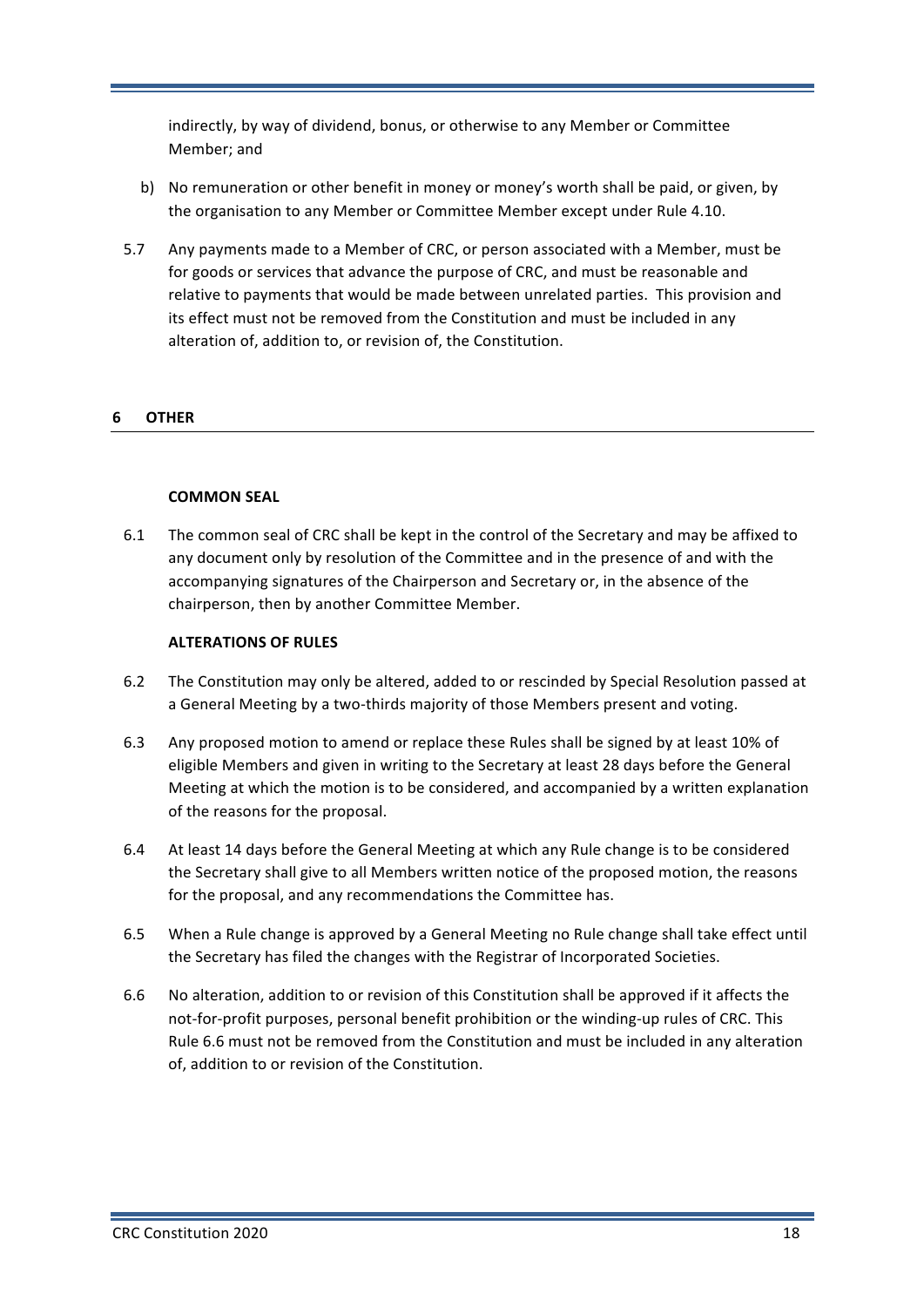indirectly, by way of dividend, bonus, or otherwise to any Member or Committee Member; and

b) No remuneration or other benefit in money or money's worth shall be paid, or given, by the organisation to any Member or Committee Member except under Rule 4.10.

5.7 Any payments made to a Member of CRC, or person associated with a Member, must be for goods or services that advance the purpose of CRC, and must be reasonable and relative to payments that would be made between unrelated parties. This provision and its effect must not be removed from the Constitution and must be included in any alteration of, addition to, or revision of, the Constitution.

## 6 OTHER

### COMMON SEAL

6.1 The common seal of CRC shall be kept in the control of the Secretary and may be affixed to any document only by resolution of the Committee and in the presence of and with the accompanying signatures of the Chairperson and Secretary or, in the absence of the chairperson, then by another Committee Member.

### ALTERATIONS OF RULES

6.2 The Constitution may only be altered, added to or rescinded by Special Resolution passed at a General Meeting by a two-thirds majority of those Members present and voting.

6.3 Any proposed motion to amend or replace these Rules shall be signed by at least 10% of eligible Members and given in writing to the Secretary at least 28 days before the General Meeting at which the motion is to be considered, and accompanied by a written explanation of the reasons for the proposal.

6.4 At least 14 days before the General Meeting at which any Rule change is to be considered the Secretary shall give to all Members written notice of the proposed motion, the reasons for the proposal, and any recommendations the Committee has.

6.5 When a Rule change is approved by a General Meeting no Rule change shall take effect until the Secretary has filed the changes with the Registrar of Incorporated Societies.

6.6 No alteration, addition to or revision of this Constitution shall be approved if it affects the not-for-profit purposes, personal benefit prohibition or the winding-up rules of CRC. This Rule 6.6 must not be removed from the Constitution and must be included in any alteration of, addition to or revision of the Constitution.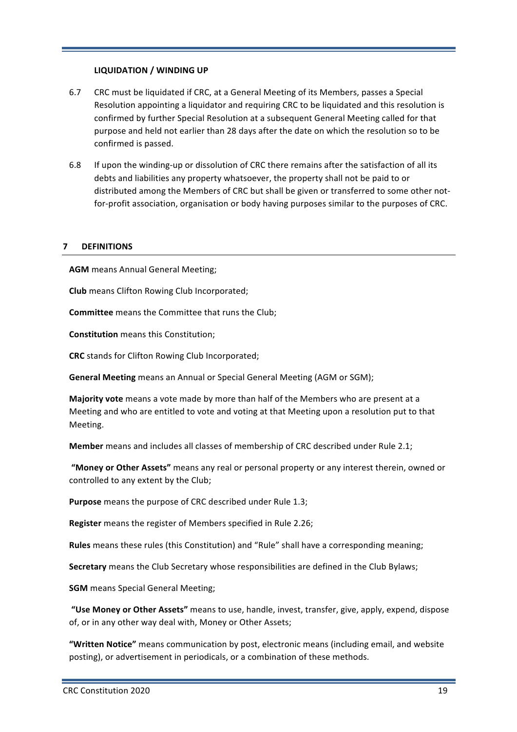### LIQUIDATION / WINDING UP

6.7 CRC must be liquidated if CRC, at a General Meeting of its Members, passes a Special Resolution appointing a liquidator and requiring CRC to be liquidated and this resolution is confirmed by further Special Resolution at a subsequent General Meeting called for that purpose and held not earlier than 28 days after the date on which the resolution so to be confirmed is passed.

6.8 If upon the winding-up or dissolution of CRC there remains after the satisfaction of all its debts and liabilities any property whatsoever, the property shall not be paid to or distributed among the Members of CRC but shall be given or transferred to some other not-for-profit association, organisation or body having purposes similar to the purposes of CRC.

## 7 DEFINITIONS

**AGM** means Annual General Meeting;

**Club** means Clifton Rowing Club Incorporated;

**Committee** means the Committee that runs the Club;

**Constitution** means this Constitution;

**CRC** stands for Clifton Rowing Club Incorporated;

**General Meeting** means an Annual or Special General Meeting (AGM or SGM);

**Majority vote** means a vote made by more than half of the Members who are present at a Meeting and who are entitled to vote and voting at that Meeting upon a resolution put to that Meeting.

**Member** means and includes all classes of membership of CRC described under Rule 2.1;

**"Money or Other Assets"** means any real or personal property or any interest therein, owned or controlled to any extent by the Club;

**Purpose** means the purpose of CRC described under Rule 1.3;

**Register** means the register of Members specified in Rule 2.26;

**Rules** means these rules (this Constitution) and "Rule" shall have a corresponding meaning;

**Secretary** means the Club Secretary whose responsibilities are defined in the Club Bylaws;

**SGM** means Special General Meeting;

**"Use Money or Other Assets"** means to use, handle, invest, transfer, give, apply, expend, dispose of, or in any other way deal with, Money or Other Assets;

**"Written Notice"** means communication by post, electronic means (including email, and website posting), or advertisement in periodicals, or a combination of these methods.